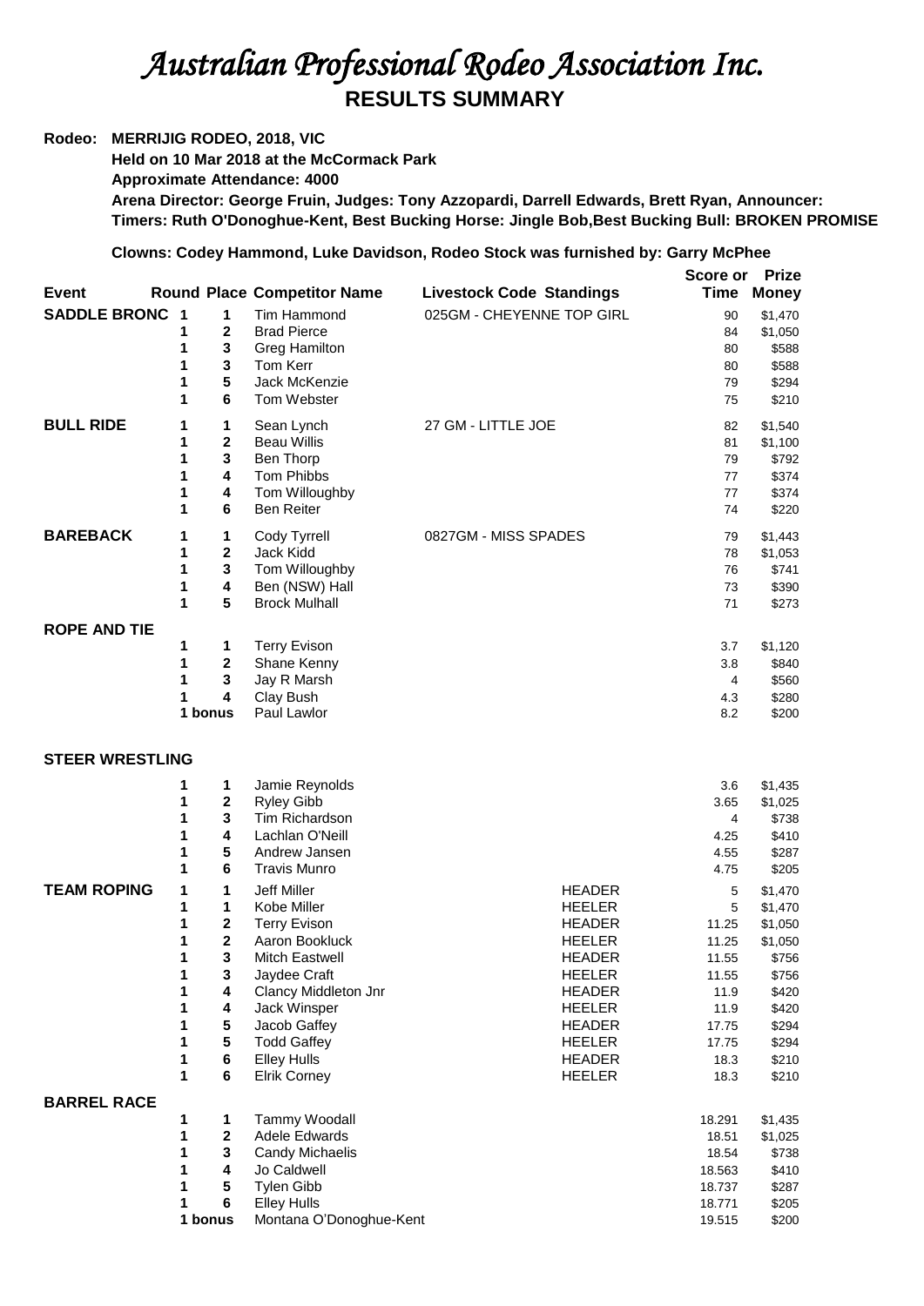# *Australian Professional Rodeo Association Inc.*

## RESULTS SUMMARY

**Rodeo: MERRIJIG RODEO, 2018, VIC**

**Held on 10 Mar 2018 at the McCormack Park**

**Approximate Attendance: 4000**

**Arena Director: George Fruin, Judges: Tony Azzopardi, Darrell Edwards, Brett Ryan, Announcer:**

**Timers: Ruth O'Donoghue-Kent, Best Bucking Horse: Jingle Bob,Best Bucking Bull: BROKEN PROMISE**

**Clowns: Codey Hammond, Luke Davidson, Rodeo Stock was furnished by: Garry McPhee**

| Event | Round | Place | Competitor Name | Livestock Code | Standings | Score or Time | Prize Money |
|---|---|---|---|---|---|---|---|
| **SADDLE BRONC** | 1 | 1 | Tim Hammond | 025GM - CHEYENNE TOP GIRL | | 90 | $1,470 |
| | 1 | 2 | Brad Pierce | | | 84 | $1,050 |
| | 1 | 3 | Greg Hamilton | | | 80 | $588 |
| | 1 | 3 | Tom Kerr | | | 80 | $588 |
| | 1 | 5 | Jack McKenzie | | | 79 | $294 |
| | 1 | 6 | Tom Webster | | | 75 | $210 |
| **BULL RIDE** | 1 | 1 | Sean Lynch | 27 GM - LITTLE JOE | | 82 | $1,540 |
| | 1 | 2 | Beau Willis | | | 81 | $1,100 |
| | 1 | 3 | Ben Thorp | | | 79 | $792 |
| | 1 | 4 | Tom Phibbs | | | 77 | $374 |
| | 1 | 4 | Tom Willoughby | | | 77 | $374 |
| | 1 | 6 | Ben Reiter | | | 74 | $220 |
| **BAREBACK** | 1 | 1 | Cody Tyrrell | 0827GM - MISS SPADES | | 79 | $1,443 |
| | 1 | 2 | Jack Kidd | | | 78 | $1,053 |
| | 1 | 3 | Tom Willoughby | | | 76 | $741 |
| | 1 | 4 | Ben (NSW) Hall | | | 73 | $390 |
| | 1 | 5 | Brock Mulhall | | | 71 | $273 |
| **ROPE AND TIE** | | | | | | | |
| | 1 | 1 | Terry Evison | | | 3.7 | $1,120 |
| | 1 | 2 | Shane Kenny | | | 3.8 | $840 |
| | 1 | 3 | Jay R Marsh | | | 4 | $560 |
| | 1 | 4 | Clay Bush | | | 4.3 | $280 |
| | 1 | bonus | Paul Lawlor | | | 8.2 | $200 |
| **STEER WRESTLING** | | | | | | | |
| | 1 | 1 | Jamie Reynolds | | | 3.6 | $1,435 |
| | 1 | 2 | Ryley Gibb | | | 3.65 | $1,025 |
| | 1 | 3 | Tim Richardson | | | 4 | $738 |
| | 1 | 4 | Lachlan O'Neill | | | 4.25 | $410 |
| | 1 | 5 | Andrew Jansen | | | 4.55 | $287 |
| | 1 | 6 | Travis Munro | | | 4.75 | $205 |
| **TEAM ROPING** | 1 | 1 | Jeff Miller | | HEADER | 5 | $1,470 |
| | 1 | 1 | Kobe Miller | | HEELER | 5 | $1,470 |
| | 1 | 2 | Terry Evison | | HEADER | 11.25 | $1,050 |
| | 1 | 2 | Aaron Bookluck | | HEELER | 11.25 | $1,050 |
| | 1 | 3 | Mitch Eastwell | | HEADER | 11.55 | $756 |
| | 1 | 3 | Jaydee Craft | | HEELER | 11.55 | $756 |
| | 1 | 4 | Clancy Middleton Jnr | | HEADER | 11.9 | $420 |
| | 1 | 4 | Jack Winsper | | HEELER | 11.9 | $420 |
| | 1 | 5 | Jacob Gaffey | | HEADER | 17.75 | $294 |
| | 1 | 5 | Todd Gaffey | | HEELER | 17.75 | $294 |
| | 1 | 6 | Elley Hulls | | HEADER | 18.3 | $210 |
| | 1 | 6 | Elrik Corney | | HEELER | 18.3 | $210 |
| **BARREL RACE** | | | | | | | |
| | 1 | 1 | Tammy Woodall | | | 18.291 | $1,435 |
| | 1 | 2 | Adele Edwards | | | 18.51 | $1,025 |
| | 1 | 3 | Candy Michaelis | | | 18.54 | $738 |
| | 1 | 4 | Jo Caldwell | | | 18.563 | $410 |
| | 1 | 5 | Tylen Gibb | | | 18.737 | $287 |
| | 1 | 6 | Elley Hulls | | | 18.771 | $205 |
| | 1 | bonus | Montana O'Donoghue-Kent | | | 19.515 | $200 |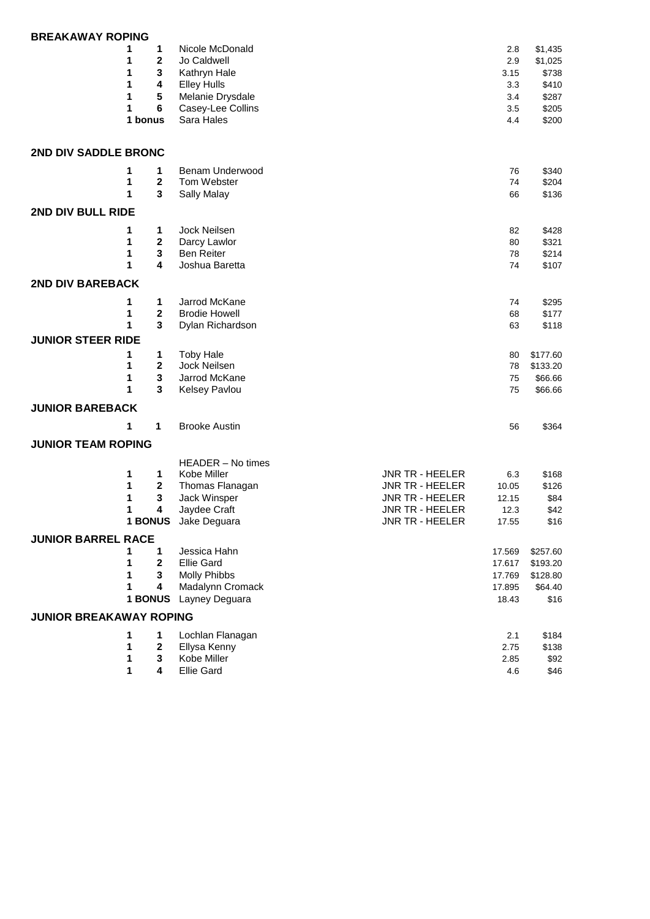## BREAKAWAY ROPING

| | | | | |
|---|---|---|---|---|
| 1 | 1 | Nicole McDonald | 2.8 | $1,435 |
| 1 | 2 | Jo Caldwell | 2.9 | $1,025 |
| 1 | 3 | Kathryn Hale | 3.15 | $738 |
| 1 | 4 | Elley Hulls | 3.3 | $410 |
| 1 | 5 | Melanie Drysdale | 3.4 | $287 |
| 1 | 6 | Casey-Lee Collins | 3.5 | $205 |
| 1 | bonus | Sara Hales | 4.4 | $200 |

## 2ND DIV SADDLE BRONC

| | | | | |
|---|---|---|---|---|
| 1 | 1 | Benam Underwood | 76 | $340 |
| 1 | 2 | Tom Webster | 74 | $204 |
| 1 | 3 | Sally Malay | 66 | $136 |

## 2ND DIV BULL RIDE

| | | | | |
|---|---|---|---|---|
| 1 | 1 | Jock Neilsen | 82 | $428 |
| 1 | 2 | Darcy Lawlor | 80 | $321 |
| 1 | 3 | Ben Reiter | 78 | $214 |
| 1 | 4 | Joshua Baretta | 74 | $107 |

## 2ND DIV BAREBACK

| | | | | |
|---|---|---|---|---|
| 1 | 1 | Jarrod McKane | 74 | $295 |
| 1 | 2 | Brodie Howell | 68 | $177 |
| 1 | 3 | Dylan Richardson | 63 | $118 |

## JUNIOR STEER RIDE

| | | | | |
|---|---|---|---|---|
| 1 | 1 | Toby Hale | 80 | $177.60 |
| 1 | 2 | Jock Neilsen | 78 | $133.20 |
| 1 | 3 | Jarrod McKane | 75 | $66.66 |
| 1 | 3 | Kelsey Pavlou | 75 | $66.66 |

## JUNIOR BAREBACK

| | | | | |
|---|---|---|---|---|
| 1 | 1 | Brooke Austin | 56 | $364 |

## JUNIOR TEAM ROPING

| | | | | | |
|---|---|---|---|---|---|
| | | HEADER – No times | | | |
| 1 | 1 | Kobe Miller | JNR TR - HEELER | 6.3 | $168 |
| 1 | 2 | Thomas Flanagan | JNR TR - HEELER | 10.05 | $126 |
| 1 | 3 | Jack Winsper | JNR TR - HEELER | 12.15 | $84 |
| 1 | 4 | Jaydee Craft | JNR TR - HEELER | 12.3 | $42 |
| 1 | BONUS | Jake Deguara | JNR TR - HEELER | 17.55 | $16 |

## JUNIOR BARREL RACE

| | | | | |
|---|---|---|---|---|
| 1 | 1 | Jessica Hahn | 17.569 | $257.60 |
| 1 | 2 | Ellie Gard | 17.617 | $193.20 |
| 1 | 3 | Molly Phibbs | 17.769 | $128.80 |
| 1 | 4 | Madalynn Cromack | 17.895 | $64.40 |
| 1 | BONUS | Layney Deguara | 18.43 | $16 |

## JUNIOR BREAKAWAY ROPING

| | | | | |
|---|---|---|---|---|
| 1 | 1 | Lochlan Flanagan | 2.1 | $184 |
| 1 | 2 | Ellysa Kenny | 2.75 | $138 |
| 1 | 3 | Kobe Miller | 2.85 | $92 |
| 1 | 4 | Ellie Gard | 4.6 | $46 |